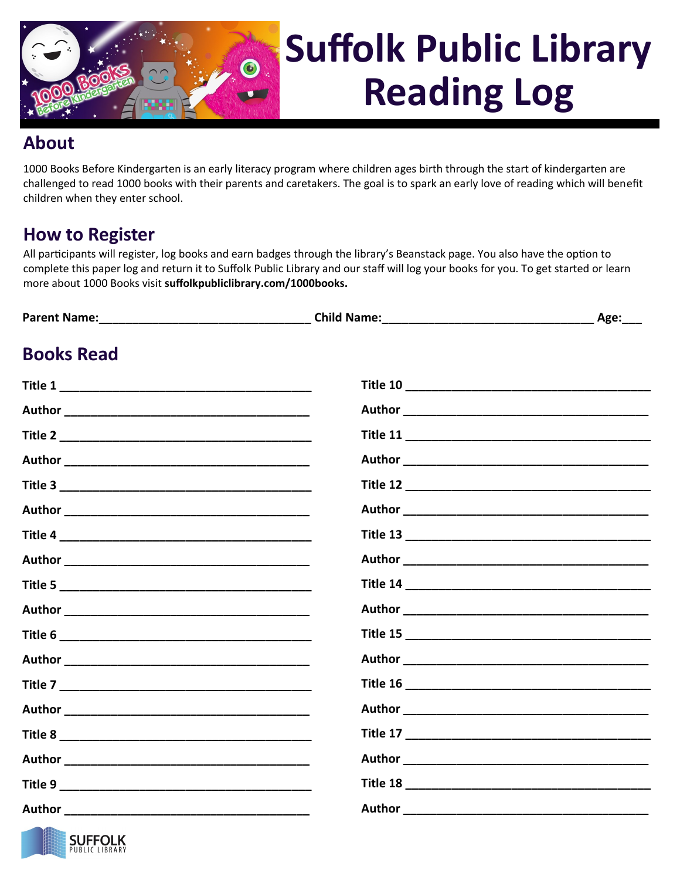# Suffolk Public Library Reading Log

## About

1000 Books Before Kindergarten is an early literacy program where children ages birth through the start of kindergarten are challenged to read 1000 books with their parents and caretakers. The goal is to spark an early love of reading which will benefit children when they enter school.

## How to Register

All participants will register, log books and earn badges through the library's Beanstack page. You also have the option to complete this paper log and return it to Suffolk Public Library and our staff will log your books for you. To get started or learn more about 1000 Books visit **suffolkpubliclibrary.com/1000books.**

**Parent Name:**________________________________ **Child Name:**________________________________ **Age:**___

## Books Read

**Title 1** ______________________________________

**Author** ______________________________________

**Title 2** ______________________________________

**Author** ______________________________________

**Title 3** ______________________________________

**Author** ______________________________________

**Title 4** ______________________________________

**Author** ______________________________________

**Title 5** ______________________________________

**Author** ______________________________________

**Title 6** ______________________________________

**Author** ______________________________________

**Title 7** ______________________________________

**Author** ______________________________________

**Title 8** ______________________________________

**Author** ______________________________________

**Title 9** ______________________________________

**Author** ______________________________________

**Title 10** ______________________________________

**Author** ______________________________________

**Title 11** ______________________________________

**Author** ______________________________________

**Title 12** ______________________________________

**Author** ______________________________________

**Title 13** ______________________________________

**Author** ______________________________________

**Title 14** ______________________________________

**Author** ______________________________________

**Title 15** ______________________________________

**Author** ______________________________________

**Title 16** ______________________________________

**Author** ______________________________________

**Title 17** ______________________________________

**Author** ______________________________________

**Title 18** ______________________________________

**Author** ______________________________________

SUFFOLK PUBLIC LIBRARY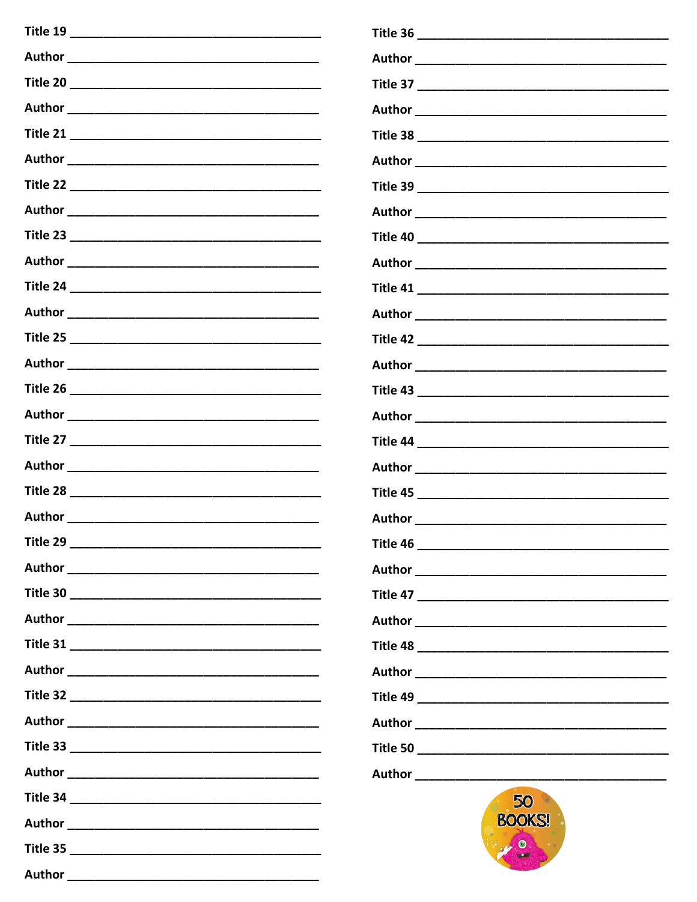Title 19 ______________________________________

Author ______________________________________

Title 20 ______________________________________

Author ______________________________________

Title 21 ______________________________________

Author ______________________________________

Title 22 ______________________________________

Author ______________________________________

Title 23 ______________________________________

Author ______________________________________

Title 24 ______________________________________

Author ______________________________________

Title 25 ______________________________________

Author ______________________________________

Title 26 ______________________________________

Author ______________________________________

Title 27 ______________________________________

Author ______________________________________

Title 28 ______________________________________

Author ______________________________________

Title 29 ______________________________________

Author ______________________________________

Title 30 ______________________________________

Author ______________________________________

Title 31 ______________________________________

Author ______________________________________

Title 32 ______________________________________

Author ______________________________________

Title 33 ______________________________________

Author ______________________________________

Title 34 ______________________________________

Author ______________________________________

Title 35 ______________________________________

Author ______________________________________

Title 36 ______________________________________

Author ______________________________________

Title 37 ______________________________________

Author ______________________________________

Title 38 ______________________________________

Author ______________________________________

Title 39 ______________________________________

Author ______________________________________

Title 40 ______________________________________

Author ______________________________________

Title 41 ______________________________________

Author ______________________________________

Title 42 ______________________________________

Author ______________________________________

Title 43 ______________________________________

Author ______________________________________

Title 44 ______________________________________

Author ______________________________________

Title 45 ______________________________________

Author ______________________________________

Title 46 ______________________________________

Author ______________________________________

Title 47 ______________________________________

Author ______________________________________

Title 48 ______________________________________

Author ______________________________________

Title 49 ______________________________________

Author ______________________________________

Title 50 ______________________________________

Author ______________________________________

50 BOOKS!